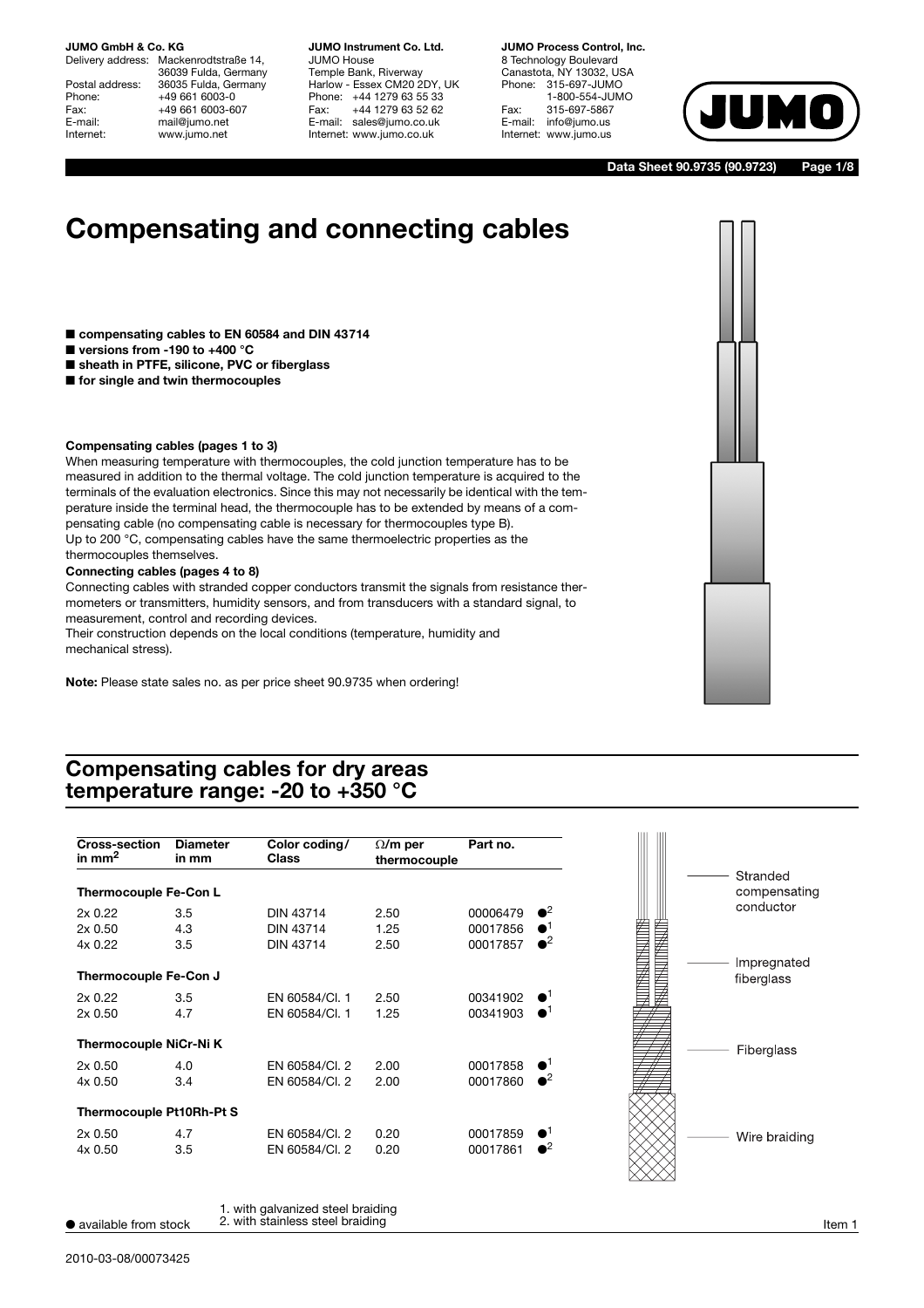**JUMO GmbH & Co. KG**
Delivery address: Mackenrodtstraße 14, 36039 Fulda, Germany
Postal address: 36035 Fulda, Germany
Phone: +49 661 6003-0
Fax: +49 661 6003-607
E-mail: mail@jumo.net
Internet: www.jumo.net

**JUMO Instrument Co. Ltd.**
JUMO House
Temple Bank, Riverway
Harlow - Essex CM20 2DY, UK
Phone: +44 1279 63 55 33
Fax: +44 1279 63 52 62
E-mail: sales@jumo.co.uk
Internet: www.jumo.co.uk

**JUMO Process Control, Inc.**
8 Technology Boulevard
Canastota, NY 13032, USA
Phone: 315-697-JUMO
1-800-554-JUMO
Fax: 315-697-5867
E-mail: info@jumo.us
Internet: www.jumo.us

**Data Sheet 90.9735 (90.9723)**

# Compensating and connecting cables

- **compensating cables to EN 60584 and DIN 43714**
- **versions from -190 to +400 °C**
- **sheath in PTFE, silicone, PVC or fiberglass**
- **for single and twin thermocouples**

**Compensating cables (pages 1 to 3)**
When measuring temperature with thermocouples, the cold junction temperature has to be measured in addition to the thermal voltage. The cold junction temperature is acquired to the terminals of the evaluation electronics. Since this may not necessarily be identical with the temperature inside the terminal head, the thermocouple has to be extended by means of a compensating cable (no compensating cable is necessary for thermocouples type B).
Up to 200 °C, compensating cables have the same thermoelectric properties as the thermocouples themselves.

**Connecting cables (pages 4 to 8)**
Connecting cables with stranded copper conductors transmit the signals from resistance thermometers or transmitters, humidity sensors, and from transducers with a standard signal, to measurement, control and recording devices.
Their construction depends on the local conditions (temperature, humidity and mechanical stress).

**Note:** Please state sales no. as per price sheet 90.9735 when ordering!

## Compensating cables for dry areas temperature range: -20 to +350 °C

| Cross-section in mm² | Diameter in mm | Color coding/ Class | Ω/m per thermocouple | Part no. | |
|---|---|---|---|---|---|
| **Thermocouple Fe-Con L** | | | | | |
| 2x 0.22 | 3.5 | DIN 43714 | 2.50 | 00006479 | ●[2] |
| 2x 0.50 | 4.3 | DIN 43714 | 1.25 | 00017856 | ●[1] |
| 4x 0.22 | 3.5 | DIN 43714 | 2.50 | 00017857 | ●[2] |
| **Thermocouple Fe-Con J** | | | | | |
| 2x 0.22 | 3.5 | EN 60584/Cl. 1 | 2.50 | 00341902 | ●[1] |
| 2x 0.50 | 4.7 | EN 60584/Cl. 1 | 1.25 | 00341903 | ●[1] |
| **Thermocouple NiCr-Ni K** | | | | | |
| 2x 0.50 | 4.0 | EN 60584/Cl. 2 | 2.00 | 00017858 | ●[1] |
| 4x 0.50 | 3.4 | EN 60584/Cl. 2 | 2.00 | 00017860 | ●[2] |
| **Thermocouple Pt10Rh-Pt S** | | | | | |
| 2x 0.50 | 4.7 | EN 60584/Cl. 2 | 0.20 | 00017859 | ●[1] |
| 4x 0.50 | 3.5 | EN 60584/Cl. 2 | 0.20 | 00017861 | ●[2] |

Stranded compensating conductor
Impregnated fiberglass
Fiberglass
Wire braiding

● available from stock
1. with galvanized steel braiding
2. with stainless steel braiding

Item 1

2010-03-08/00073425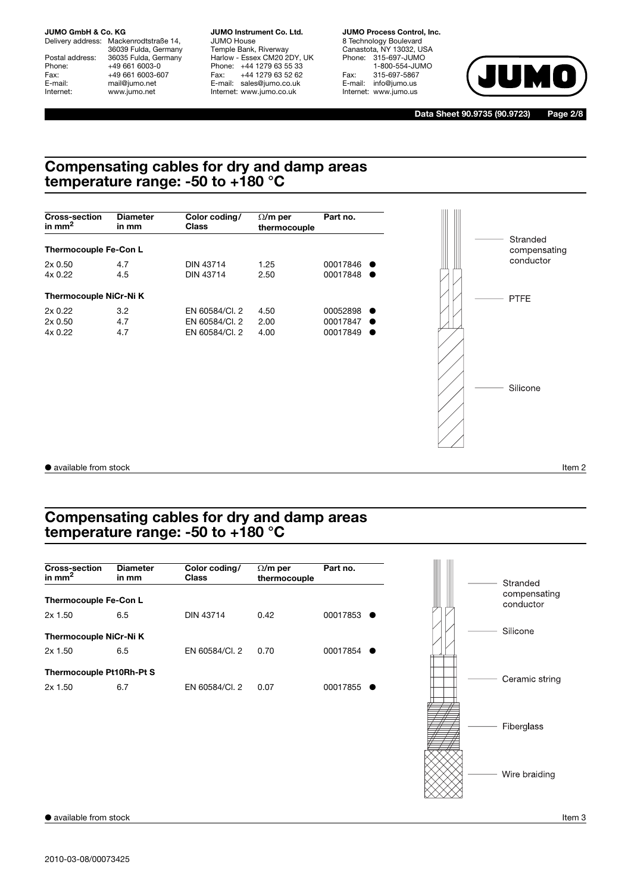## Compensating cables for dry and damp areas temperature range: -50 to +180 °C

| Cross-section in mm² | Diameter in mm | Color coding/ Class | Ω/m per thermocouple | Part no. |
|---|---|---|---|---|
| **Thermocouple Fe-Con L** | | | | |
| 2x 0.50 | 4.7 | DIN 43714 | 1.25 | 00017846 ● |
| 4x 0.22 | 4.5 | DIN 43714 | 2.50 | 00017848 ● |
| **Thermocouple NiCr-Ni K** | | | | |
| 2x 0.22 | 3.2 | EN 60584/Cl. 2 | 4.50 | 00052898 ● |
| 2x 0.50 | 4.7 | EN 60584/Cl. 2 | 2.00 | 00017847 ● |
| 4x 0.22 | 4.7 | EN 60584/Cl. 2 | 4.00 | 00017849 ● |

Stranded compensating conductor

PTFE

Silicone

● available from stock

Item 2

## Compensating cables for dry and damp areas temperature range: -50 to +180 °C

| Cross-section in mm² | Diameter in mm | Color coding/ Class | Ω/m per thermocouple | Part no. |
|---|---|---|---|---|
| **Thermocouple Fe-Con L** | | | | |
| 2x 1.50 | 6.5 | DIN 43714 | 0.42 | 00017853 ● |
| **Thermocouple NiCr-Ni K** | | | | |
| 2x 1.50 | 6.5 | EN 60584/Cl. 2 | 0.70 | 00017854 ● |
| **Thermocouple Pt10Rh-Pt S** | | | | |
| 2x 1.50 | 6.7 | EN 60584/Cl. 2 | 0.07 | 00017855 ● |

Stranded compensating conductor

Silicone

Ceramic string

Fiberglass

Wire braiding

● available from stock

Item 3

2010-03-08/00073425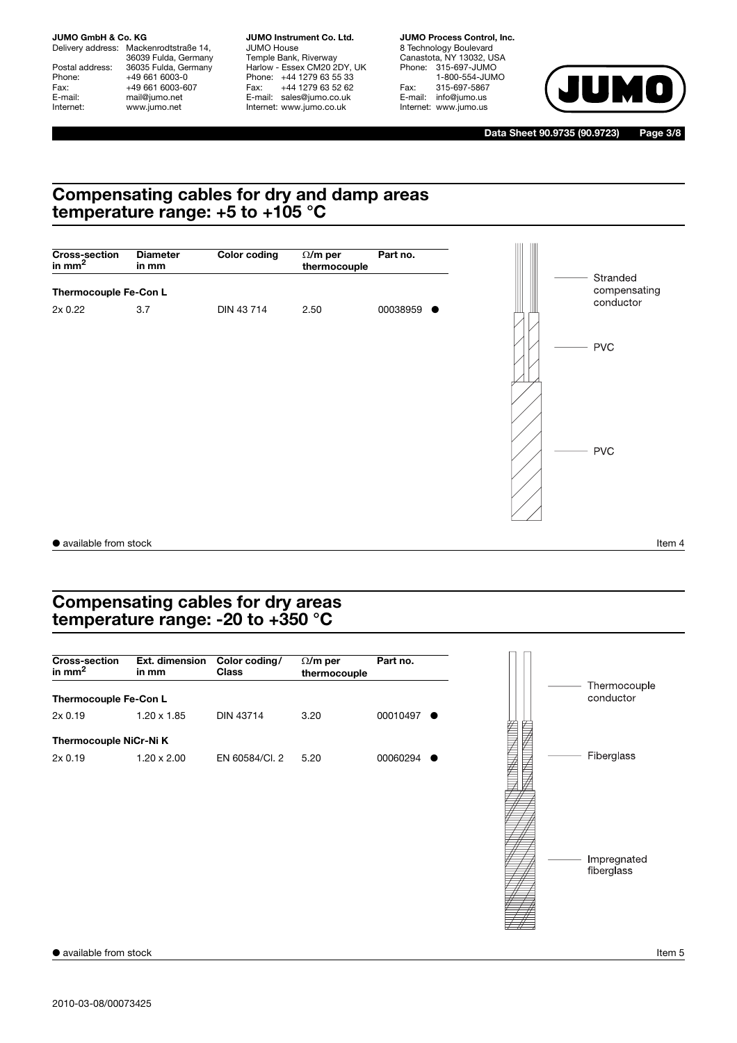## Compensating cables for dry and damp areas temperature range: +5 to +105 °C

| Cross-section in mm² | Diameter in mm | Color coding | Ω/m per thermocouple | Part no. |
|---|---|---|---|---|
| **Thermocouple Fe-Con L** | | | | |
| 2x 0.22 | 3.7 | DIN 43 714 | 2.50 | 00038959 ● |

Stranded compensating conductor

PVC

PVC

● available from stock

Item 4

## Compensating cables for dry areas temperature range: -20 to +350 °C

| Cross-section in mm² | Ext. dimension in mm | Color coding/ Class | Ω/m per thermocouple | Part no. |
|---|---|---|---|---|
| **Thermocouple Fe-Con L** | | | | |
| 2x 0.19 | 1.20 x 1.85 | DIN 43714 | 3.20 | 00010497 ● |
| **Thermocouple NiCr-Ni K** | | | | |
| 2x 0.19 | 1.20 x 2.00 | EN 60584/Cl. 2 | 5.20 | 00060294 ● |

Thermocouple conductor

Fiberglass

Impregnated fiberglass

● available from stock

Item 5

2010-03-08/00073425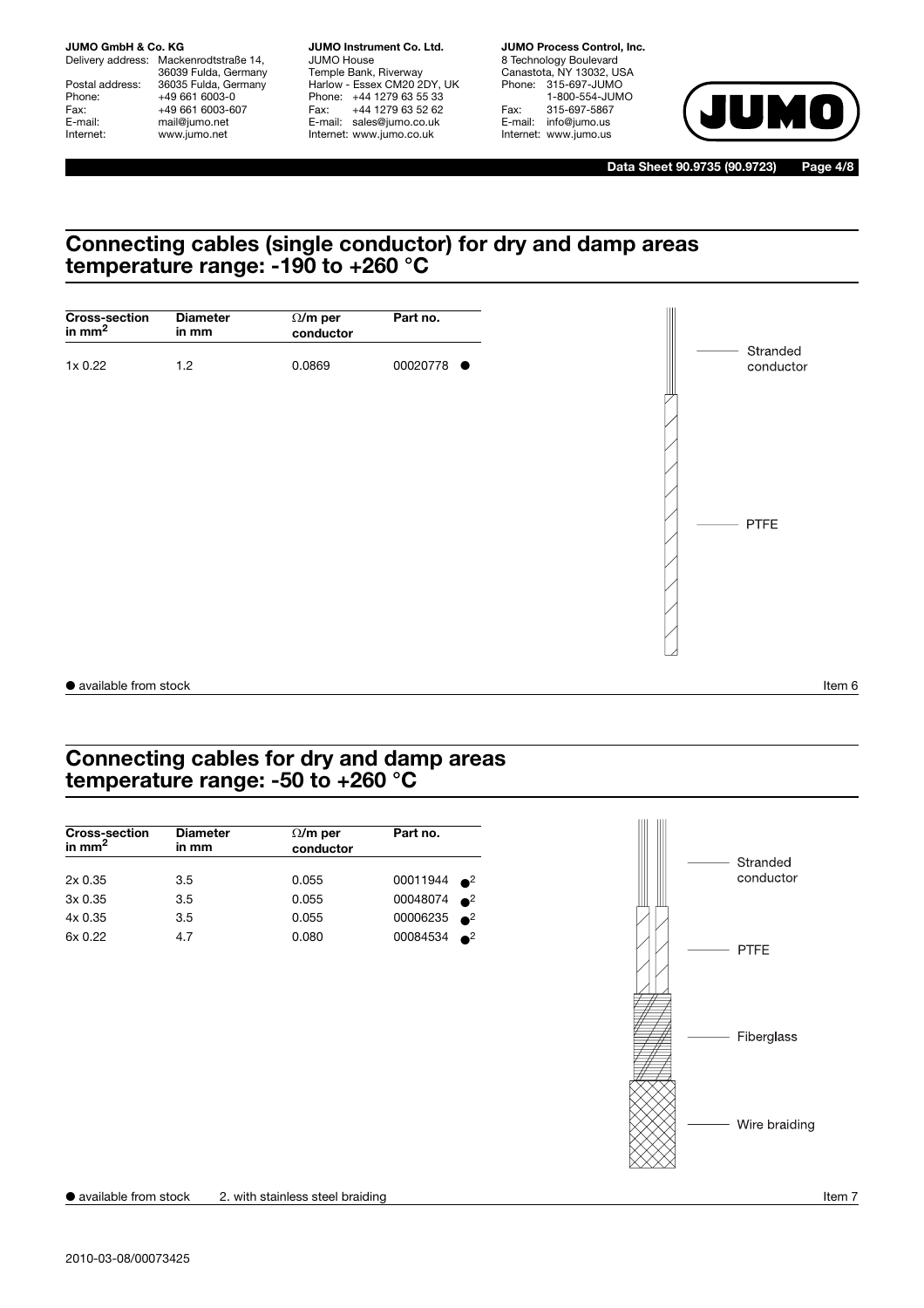## Connecting cables (single conductor) for dry and damp areas temperature range: -190 to +260 °C

| Cross-section in mm² | Diameter in mm | Ω/m per conductor | Part no. |
|---|---|---|---|
| 1x 0.22 | 1.2 | 0.0869 | 00020778 ● |

Stranded conductor

PTFE

● available from stock

Item 6

## Connecting cables for dry and damp areas temperature range: -50 to +260 °C

| Cross-section in mm² | Diameter in mm | Ω/m per conductor | Part no. |
|---|---|---|---|
| 2x 0.35 | 3.5 | 0.055 | 00011944 ●[2] |
| 3x 0.35 | 3.5 | 0.055 | 00048074 ●[2] |
| 4x 0.35 | 3.5 | 0.055 | 00006235 ●[2] |
| 6x 0.22 | 4.7 | 0.080 | 00084534 ●[2] |

Stranded conductor

PTFE

Fiberglass

Wire braiding

● available from stock 2. with stainless steel braiding

Item 7

2010-03-08/00073425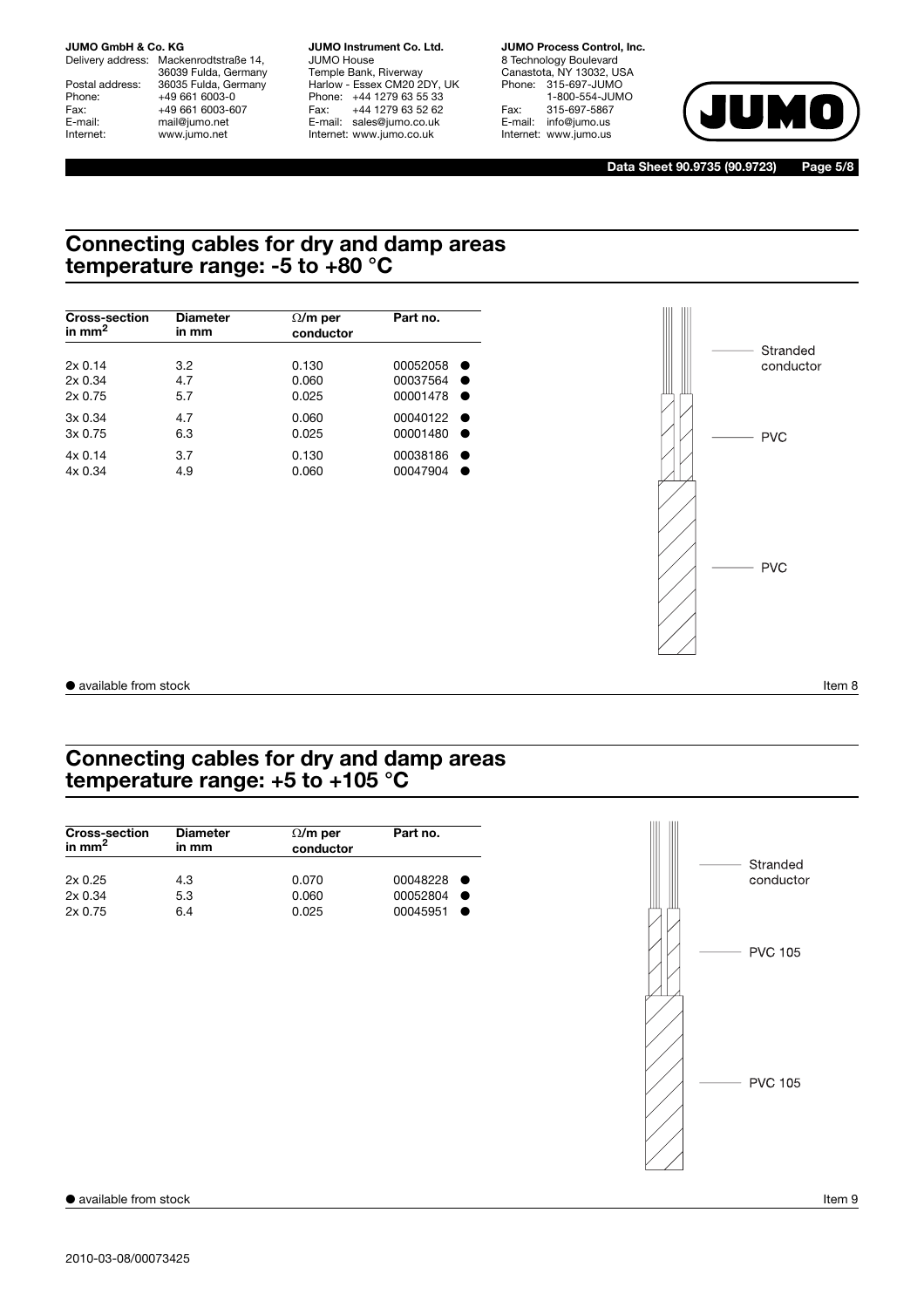## Connecting cables for dry and damp areas temperature range: -5 to +80 °C

| Cross-section in mm$^2$ | Diameter in mm | Ω/m per conductor | Part no. |
|---|---|---|---|
| 2x 0.14 | 3.2 | 0.130 | 00052058 ● |
| 2x 0.34 | 4.7 | 0.060 | 00037564 ● |
| 2x 0.75 | 5.7 | 0.025 | 00001478 ● |
| 3x 0.34 | 4.7 | 0.060 | 00040122 ● |
| 3x 0.75 | 6.3 | 0.025 | 00001480 ● |
| 4x 0.14 | 3.7 | 0.130 | 00038186 ● |
| 4x 0.34 | 4.9 | 0.060 | 00047904 ● |

Stranded conductor

PVC

PVC

● available from stock

Item 8

## Connecting cables for dry and damp areas temperature range: +5 to +105 °C

| Cross-section in mm$^2$ | Diameter in mm | Ω/m per conductor | Part no. |
|---|---|---|---|
| 2x 0.25 | 4.3 | 0.070 | 00048228 ● |
| 2x 0.34 | 5.3 | 0.060 | 00052804 ● |
| 2x 0.75 | 6.4 | 0.025 | 00045951 ● |

Stranded conductor

PVC 105

PVC 105

● available from stock

Item 9

2010-03-08/00073425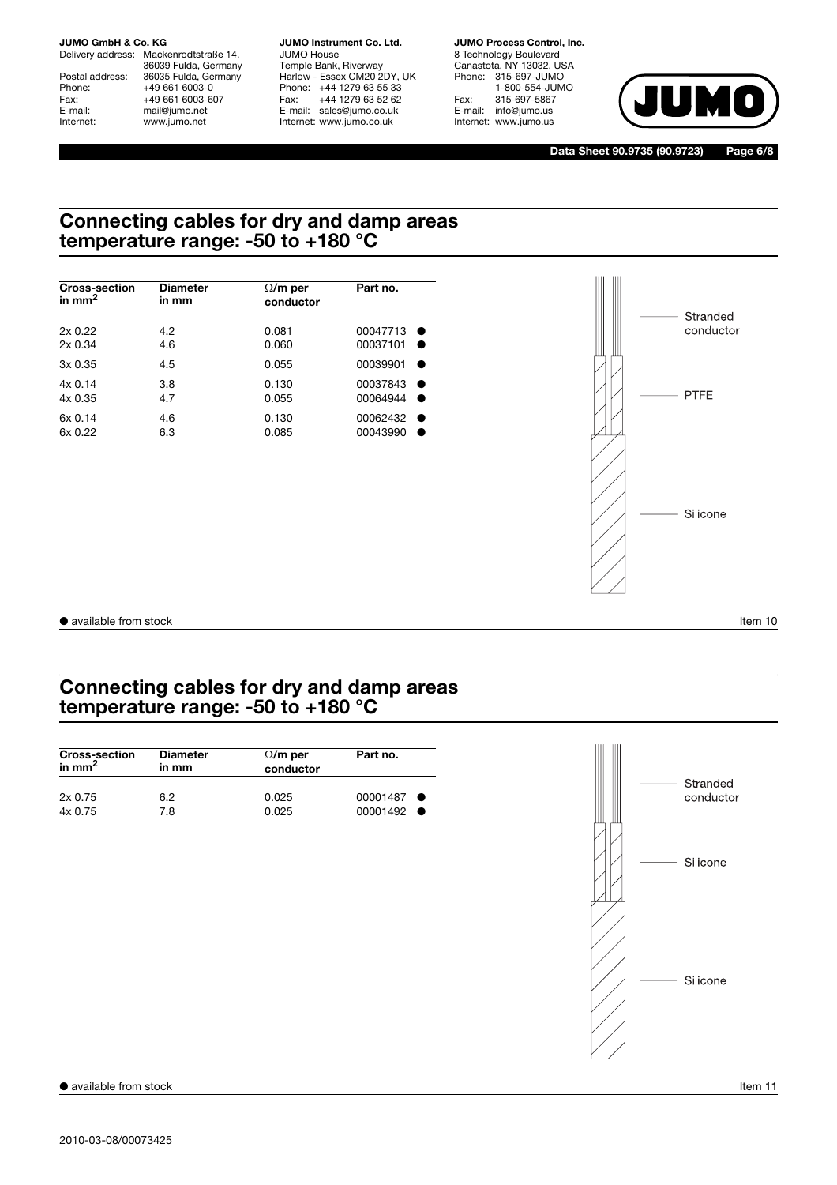## Connecting cables for dry and damp areas temperature range: -50 to +180 °C

| Cross-section in $mm^2$ | Diameter in mm | Ω/m per conductor | Part no. |
|---|---|---|---|
| 2x 0.22 | 4.2 | 0.081 | 00047713 ● |
| 2x 0.34 | 4.6 | 0.060 | 00037101 ● |
| 3x 0.35 | 4.5 | 0.055 | 00039901 ● |
| 4x 0.14 | 3.8 | 0.130 | 00037843 ● |
| 4x 0.35 | 4.7 | 0.055 | 00064944 ● |
| 6x 0.14 | 4.6 | 0.130 | 00062432 ● |
| 6x 0.22 | 6.3 | 0.085 | 00043990 ● |

Stranded conductor

PTFE

Silicone

● available from stock

Item 10

## Connecting cables for dry and damp areas temperature range: -50 to +180 °C

| Cross-section in $mm^2$ | Diameter in mm | Ω/m per conductor | Part no. |
|---|---|---|---|
| 2x 0.75 | 6.2 | 0.025 | 00001487 ● |
| 4x 0.75 | 7.8 | 0.025 | 00001492 ● |

Stranded conductor

Silicone

Silicone

● available from stock

Item 11

2010-03-08/00073425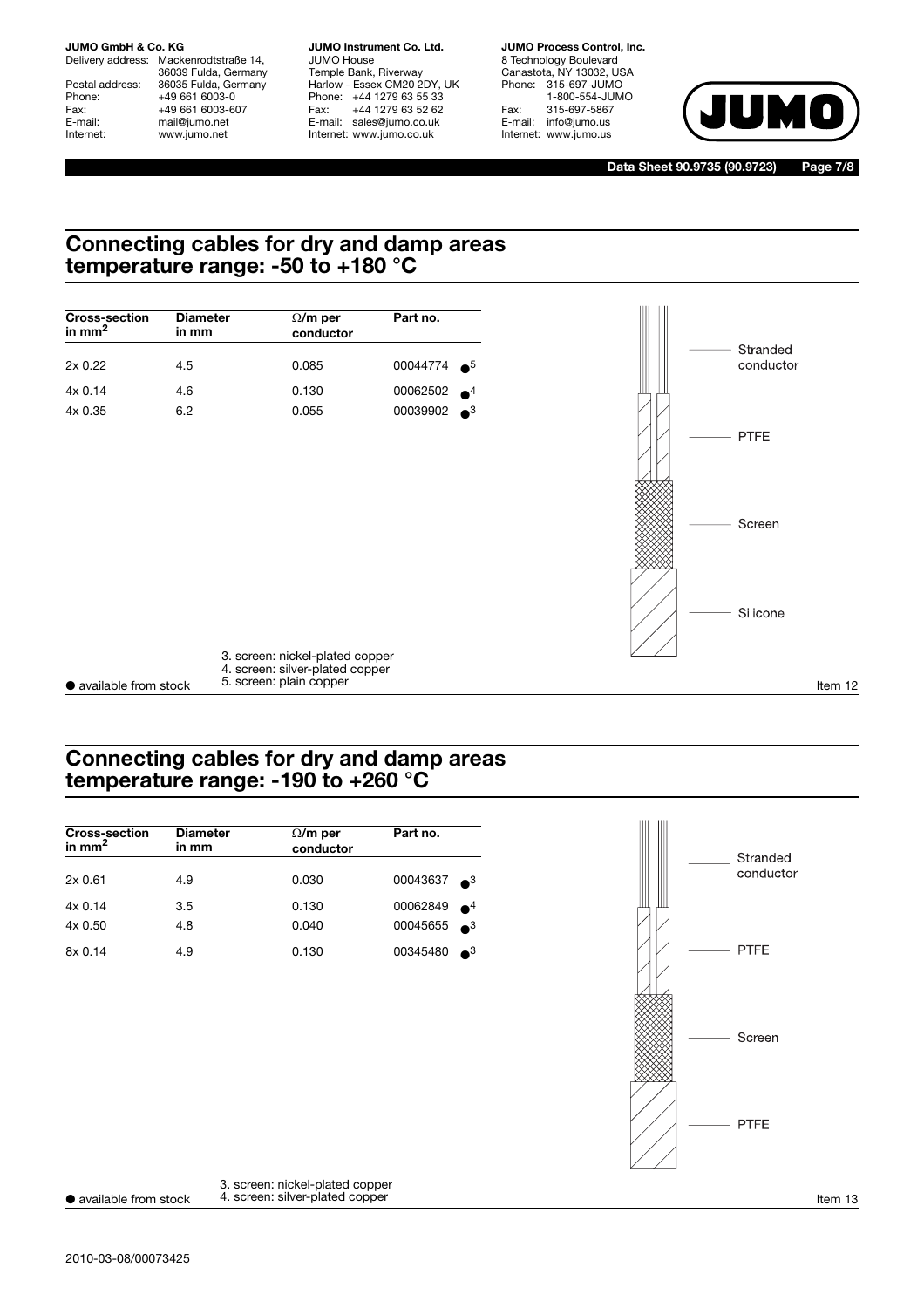## Connecting cables for dry and damp areas temperature range: -50 to +180 °C

| Cross-section in mm² | Diameter in mm | Ω/m per conductor | Part no. |
|---|---|---|---|
| 2x 0.22 | 4.5 | 0.085 | 00044774 ●[5] |
| 4x 0.14 | 4.6 | 0.130 | 00062502 ●[4] |
| 4x 0.35 | 6.2 | 0.055 | 00039902 ●[3] |

Stranded conductor

PTFE

Screen

Silicone

● available from stock

3. screen: nickel-plated copper
4. screen: silver-plated copper
5. screen: plain copper

Item 12

## Connecting cables for dry and damp areas temperature range: -190 to +260 °C

| Cross-section in mm² | Diameter in mm | Ω/m per conductor | Part no. |
|---|---|---|---|
| 2x 0.61 | 4.9 | 0.030 | 00043637 ●[3] |
| 4x 0.14 | 3.5 | 0.130 | 00062849 ●[4] |
| 4x 0.50 | 4.8 | 0.040 | 00045655 ●[3] |
| 8x 0.14 | 4.9 | 0.130 | 00345480 ●[3] |

Stranded conductor

PTFE

Screen

PTFE

● available from stock

3. screen: nickel-plated copper
4. screen: silver-plated copper

Item 13

2010-03-08/00073425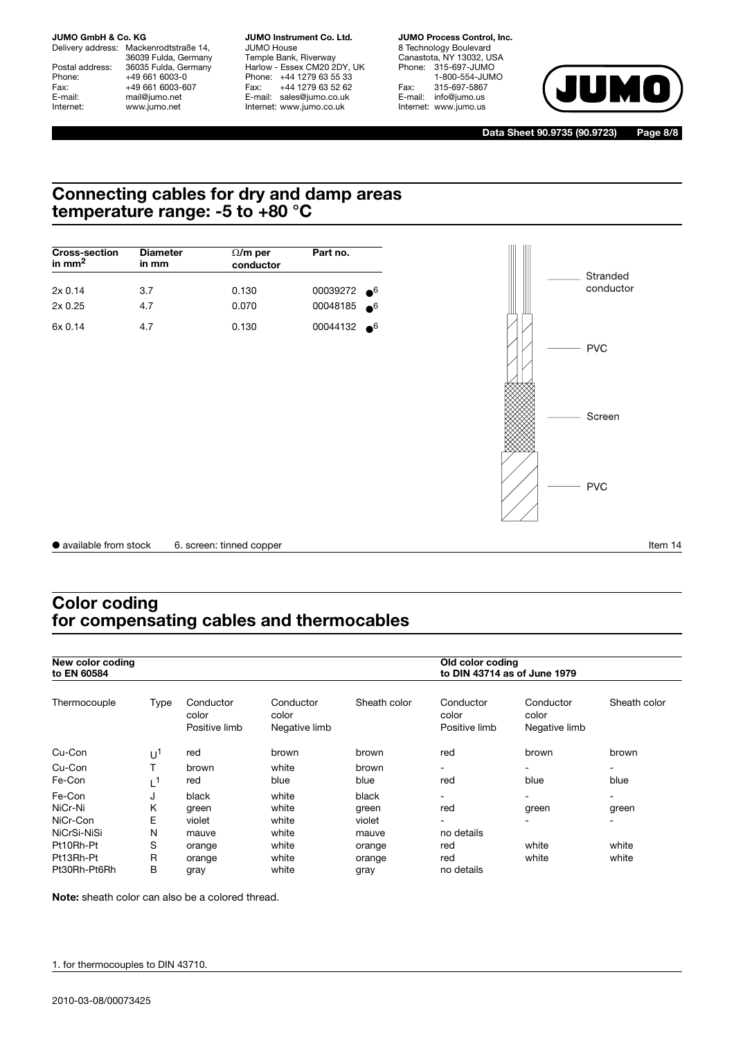## Connecting cables for dry and damp areas temperature range: -5 to +80 °C

| Cross-section in mm² | Diameter in mm | Ω/m per conductor | Part no. |
|---|---|---|---|
| 2x 0.14 | 3.7 | 0.130 | 00039272 ●[6] |
| 2x 0.25 | 4.7 | 0.070 | 00048185 ●[6] |
| 6x 0.14 | 4.7 | 0.130 | 00044132 ●[6] |

Stranded conductor

PVC

Screen

PVC

● available from stock 6. screen: tinned copper

Item 14

## Color coding for compensating cables and thermocables

| New color coding to EN 60584 | | | | | Old color coding to DIN 43714 as of June 1979 | | |
|---|---|---|---|---|---|---|---|
| Thermocouple | Type | Conductor color Positive limb | Conductor color Negative limb | Sheath color | Conductor color Positive limb | Conductor color Negative limb | Sheath color |
| Cu-Con | U[1] | red | brown | brown | red | brown | brown |
| Cu-Con | T | brown | white | brown | - | - | - |
| Fe-Con | L[1] | red | blue | blue | red | blue | blue |
| Fe-Con | J | black | white | black | - | - | - |
| NiCr-Ni | K | green | white | green | red | green | green |
| NiCr-Con | E | violet | white | violet | - | - | - |
| NiCrSi-NiSi | N | mauve | white | mauve | no details | | |
| Pt10Rh-Pt | S | orange | white | orange | red | white | white |
| Pt13Rh-Pt | R | orange | white | orange | red | white | white |
| Pt30Rh-Pt6Rh | B | gray | white | gray | no details | | |

**Note:** sheath color can also be a colored thread.

1. for thermocouples to DIN 43710.

2010-03-08/00073425